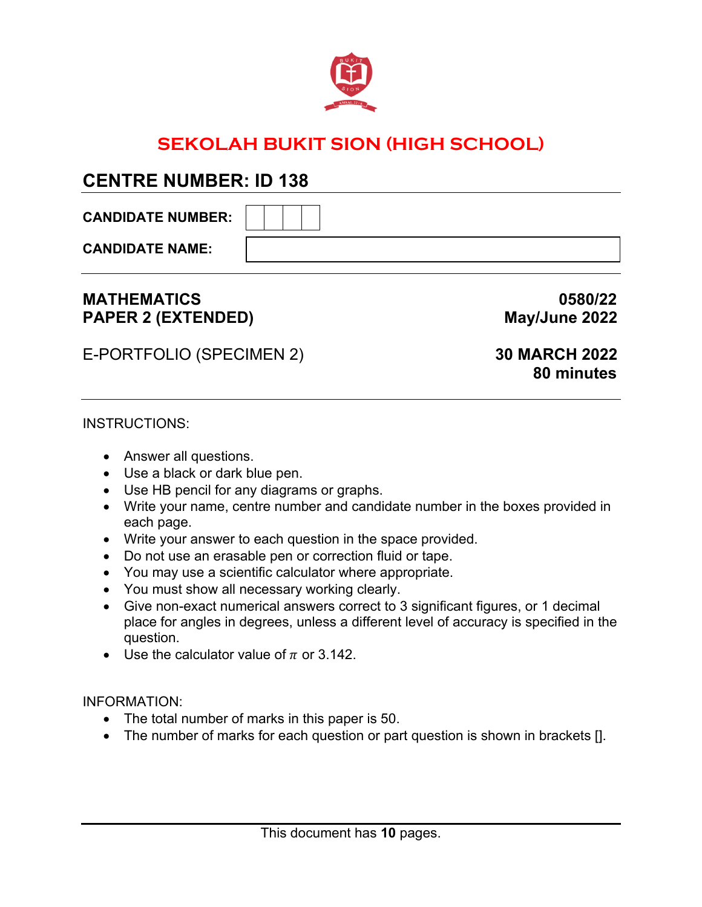# SEKOLAH BUKIT SION (HIGH SCHOOL)

## CENTRE NUMBER: ID 138

**CANDIDATE NUMBER:** | | | | |

**CANDIDATE NAME:**

**MATHEMATICS**
**PAPER 2 (EXTENDED)**

**0580/22**
**May/June 2022**

E-PORTFOLIO (SPECIMEN 2)

**30 MARCH 2022**
**80 minutes**

INSTRUCTIONS:

- Answer all questions.
- Use a black or dark blue pen.
- Use HB pencil for any diagrams or graphs.
- Write your name, centre number and candidate number in the boxes provided in each page.
- Write your answer to each question in the space provided.
- Do not use an erasable pen or correction fluid or tape.
- You may use a scientific calculator where appropriate.
- You must show all necessary working clearly.
- Give non-exact numerical answers correct to 3 significant figures, or 1 decimal place for angles in degrees, unless a different level of accuracy is specified in the question.
- Use the calculator value of $\pi$ or 3.142.

INFORMATION:

- The total number of marks in this paper is 50.
- The number of marks for each question or part question is shown in brackets [].

This document has **10** pages.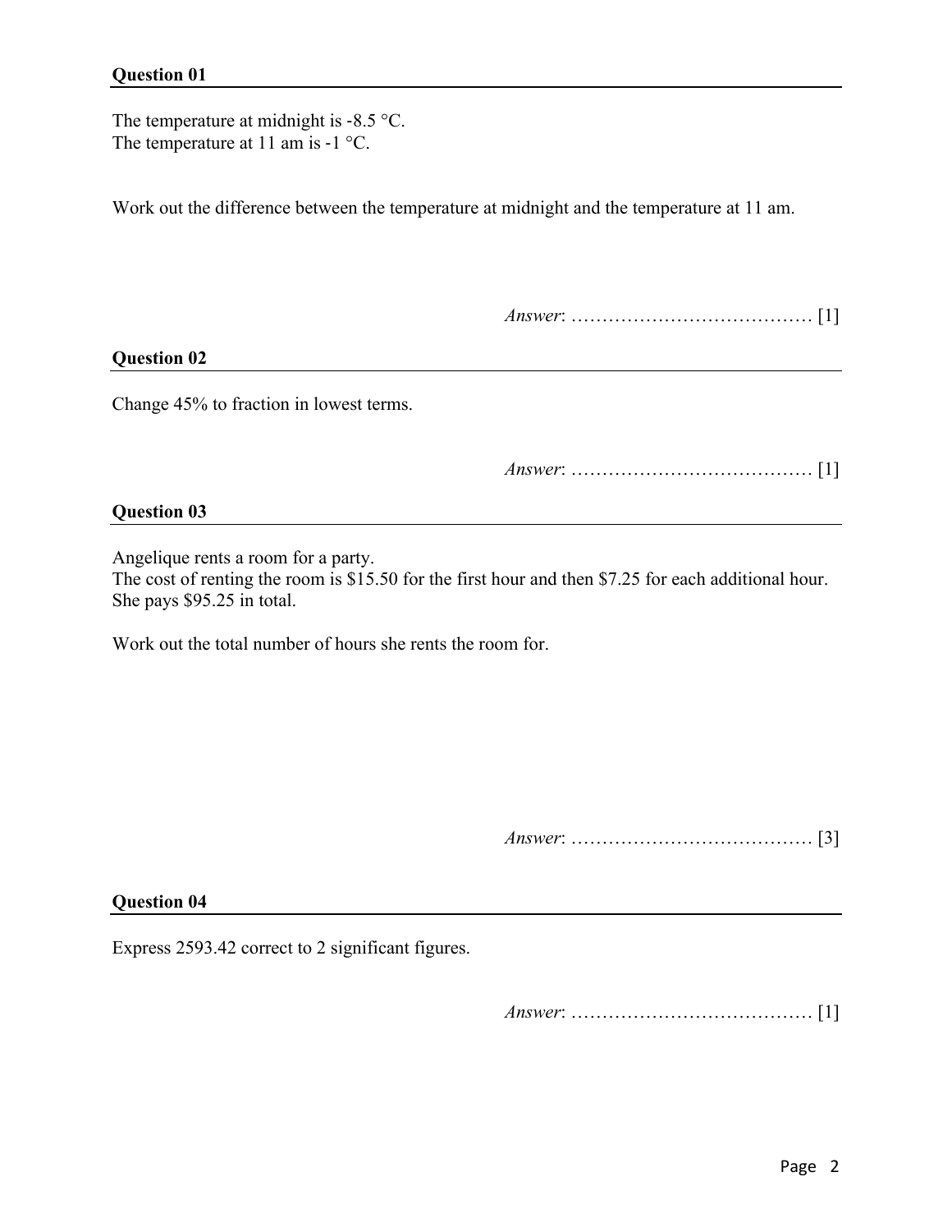### Question 01

The temperature at midnight is -8.5 °C.
The temperature at 11 am is -1 °C.

Work out the difference between the temperature at midnight and the temperature at 11 am.

*Answer*: ………………………………… [1]

### Question 02

Change 45% to fraction in lowest terms.

*Answer*: ………………………………… [1]

### Question 03

Angelique rents a room for a party.
The cost of renting the room is $15.50 for the first hour and then $7.25 for each additional hour.
She pays $95.25 in total.

Work out the total number of hours she rents the room for.

*Answer*: ………………………………… [3]

### Question 04

Express 2593.42 correct to 2 significant figures.

*Answer*: ………………………………… [1]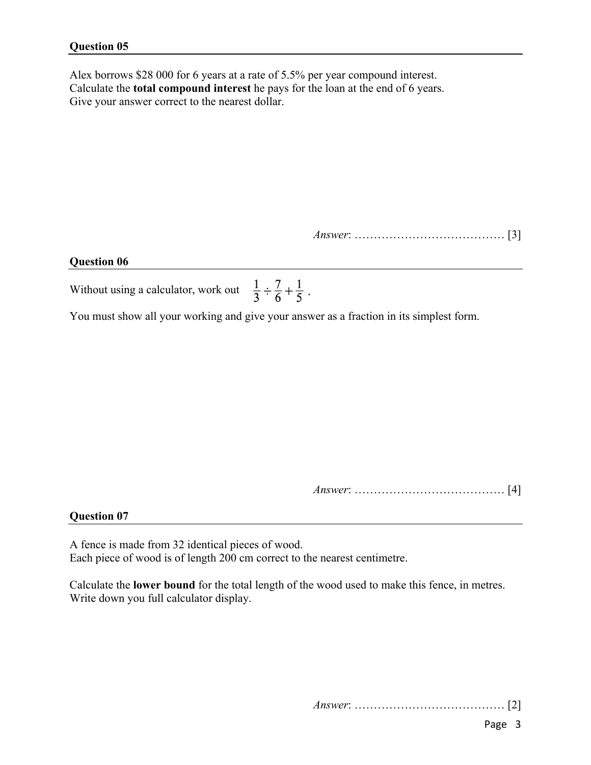**Question 05**

Alex borrows $28 000 for 6 years at a rate of 5.5% per year compound interest.
Calculate the **total compound interest** he pays for the loan at the end of 6 years.
Give your answer correct to the nearest dollar.

*Answer*: ………………………………… [3]

**Question 06**

Without using a calculator, work out $\frac{1}{3} \div \frac{7}{6} + \frac{1}{5}$ .

You must show all your working and give your answer as a fraction in its simplest form.

*Answer*: ………………………………… [4]

**Question 07**

A fence is made from 32 identical pieces of wood.
Each piece of wood is of length 200 cm correct to the nearest centimetre.

Calculate the **lower bound** for the total length of the wood used to make this fence, in metres.
Write down you full calculator display.

*Answer*: ………………………………… [2]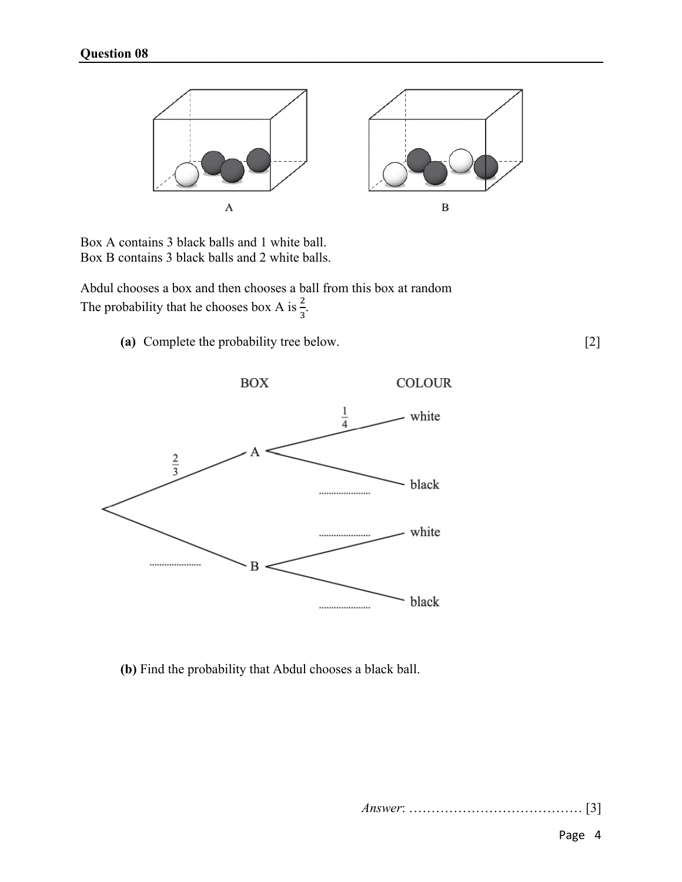## Question 08

A　　　　　　　　　　B

Box A contains 3 black balls and 1 white ball.
Box B contains 3 black balls and 2 white balls.

Abdul chooses a box and then chooses a ball from this box at random
The probability that he chooses box A is $\frac{2}{3}$.

**(a)** Complete the probability tree below. [2]

BOX　　　　COLOUR

- $\frac{2}{3}$ → A
  - $\frac{1}{4}$ → white
  - ..................... → black
- ..................... → B
  - ..................... → white
  - ..................... → black

**(b)** Find the probability that Abdul chooses a black ball.

*Answer*: ....................................... [3]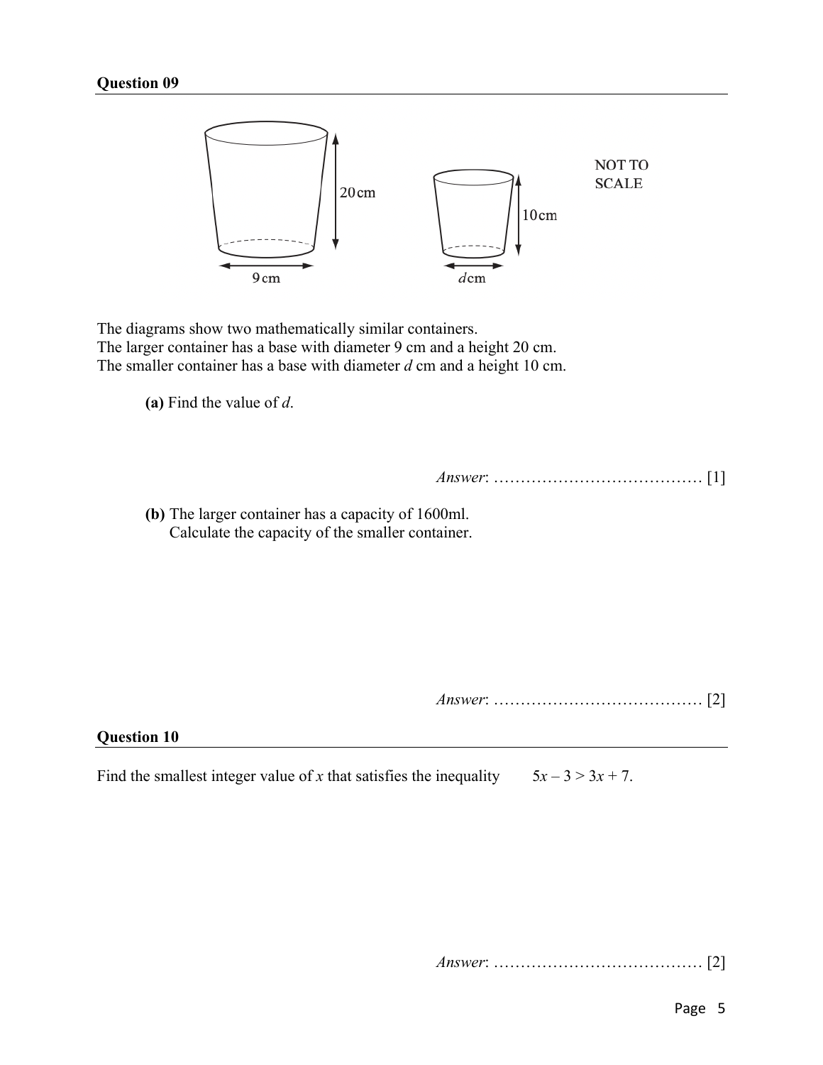**Question 09**

NOT TO SCALE

The diagrams show two mathematically similar containers.
The larger container has a base with diameter 9 cm and a height 20 cm.
The smaller container has a base with diameter $d$ cm and a height 10 cm.

**(a)** Find the value of $d$.

*Answer*: ………………………………… [1]

**(b)** The larger container has a capacity of 1600ml.
Calculate the capacity of the smaller container.

*Answer*: ………………………………… [2]

**Question 10**

Find the smallest integer value of $x$ that satisfies the inequality $5x – 3 > 3x + 7$.

*Answer*: ………………………………… [2]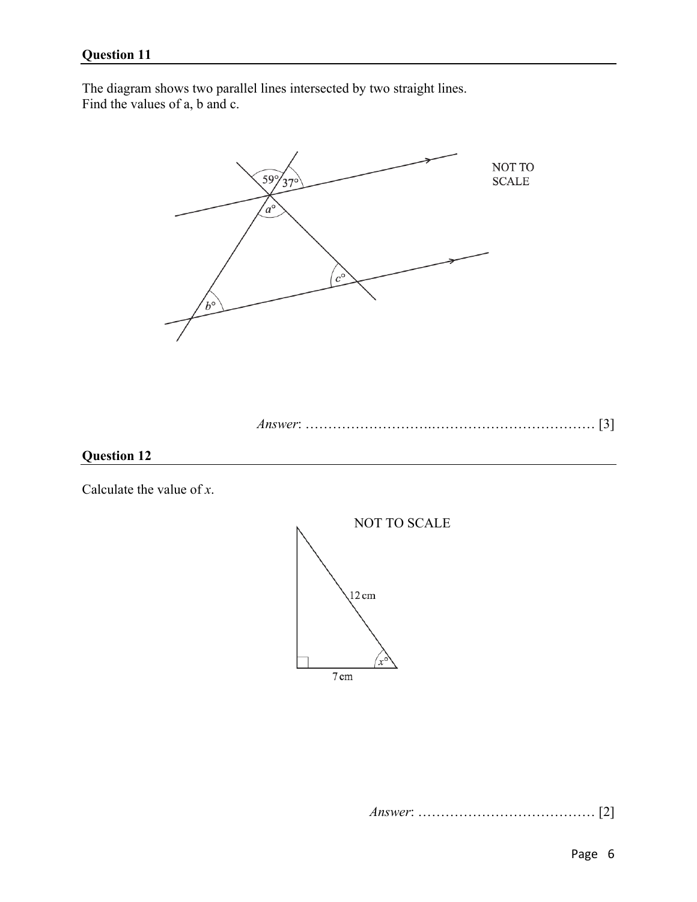## Question 11

The diagram shows two parallel lines intersected by two straight lines.
Find the values of a, b and c.

NOT TO SCALE

*Answer*: ………………………..……………………………… [3]

## Question 12

Calculate the value of *x*.

NOT TO SCALE

*Answer*: ………………………………… [2]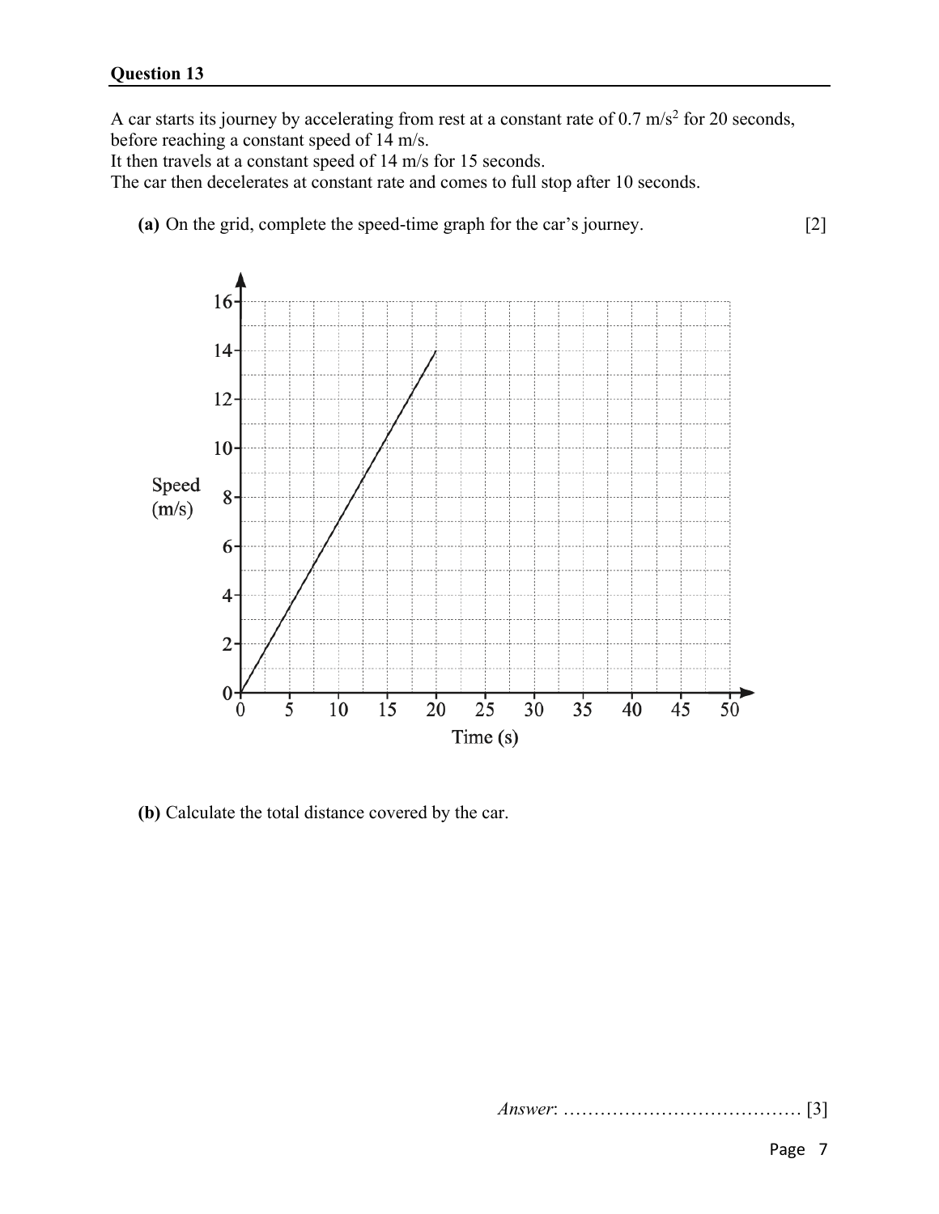## Question 13

A car starts its journey by accelerating from rest at a constant rate of 0.7 m/s$^2$ for 20 seconds, before reaching a constant speed of 14 m/s.
It then travels at a constant speed of 14 m/s for 15 seconds.
The car then decelerates at constant rate and comes to full stop after 10 seconds.

**(a)** On the grid, complete the speed-time graph for the car's journey. [2]

**(b)** Calculate the total distance covered by the car.

*Answer*: ………………………………… [3]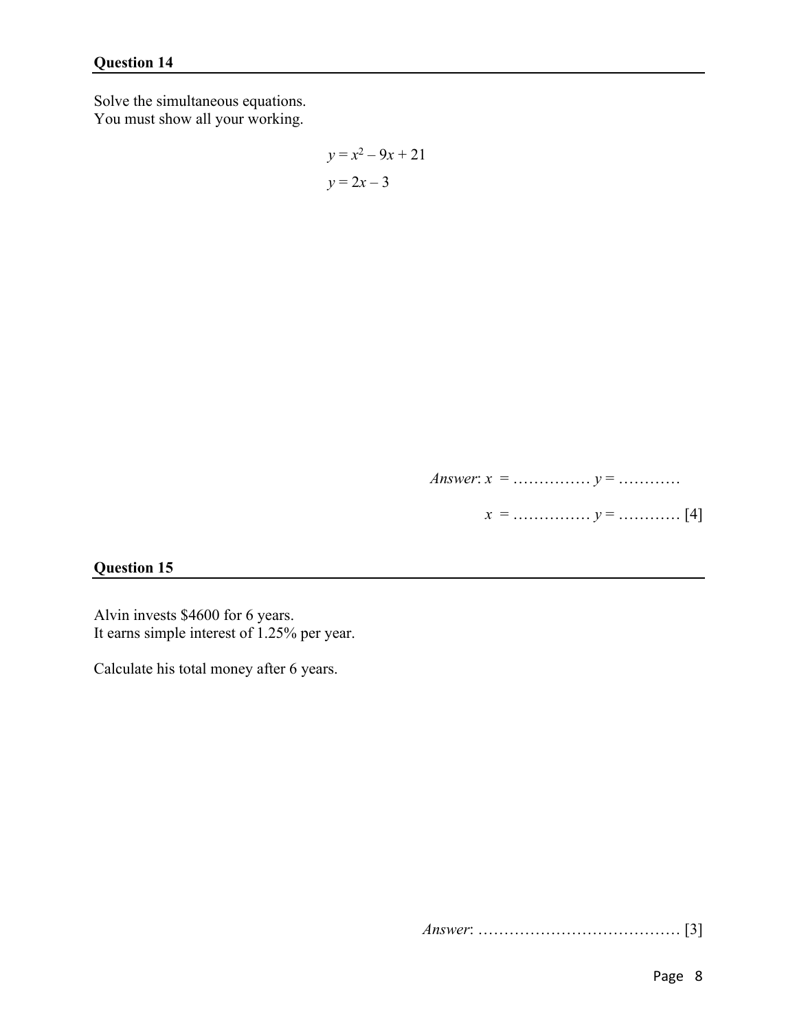### Question 14

Solve the simultaneous equations.
You must show all your working.

$$y = x^2 - 9x + 21$$

$$y = 2x - 3$$

*Answer*: $x$ = …………… $y$ = …………

$x$ = …………… $y$ = ………… [4]

### Question 15

Alvin invests \$4600 for 6 years.
It earns simple interest of 1.25% per year.

Calculate his total money after 6 years.

*Answer*: ………………………………… [3]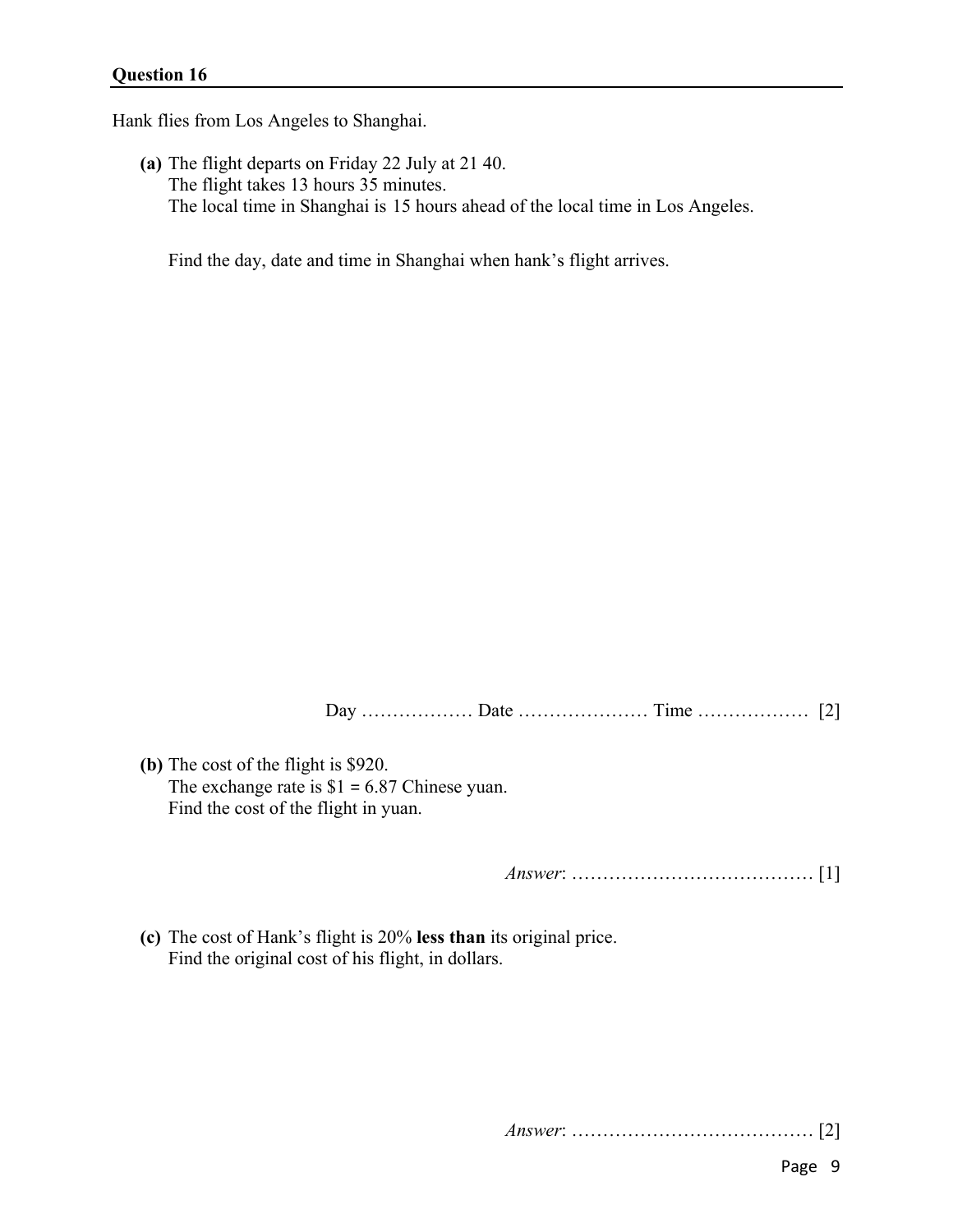## Question 16

Hank flies from Los Angeles to Shanghai.

**(a)** The flight departs on Friday 22 July at 21 40.
The flight takes 13 hours 35 minutes.
The local time in Shanghai is 15 hours ahead of the local time in Los Angeles.

Find the day, date and time in Shanghai when hank's flight arrives.

Day ……………… Date ………………… Time ……………… [2]

**(b)** The cost of the flight is $920.
The exchange rate is $1 = 6.87 Chinese yuan.
Find the cost of the flight in yuan.

*Answer*: ………………………………… [1]

**(c)** The cost of Hank's flight is 20% **less than** its original price.
Find the original cost of his flight, in dollars.

*Answer*: ………………………………… [2]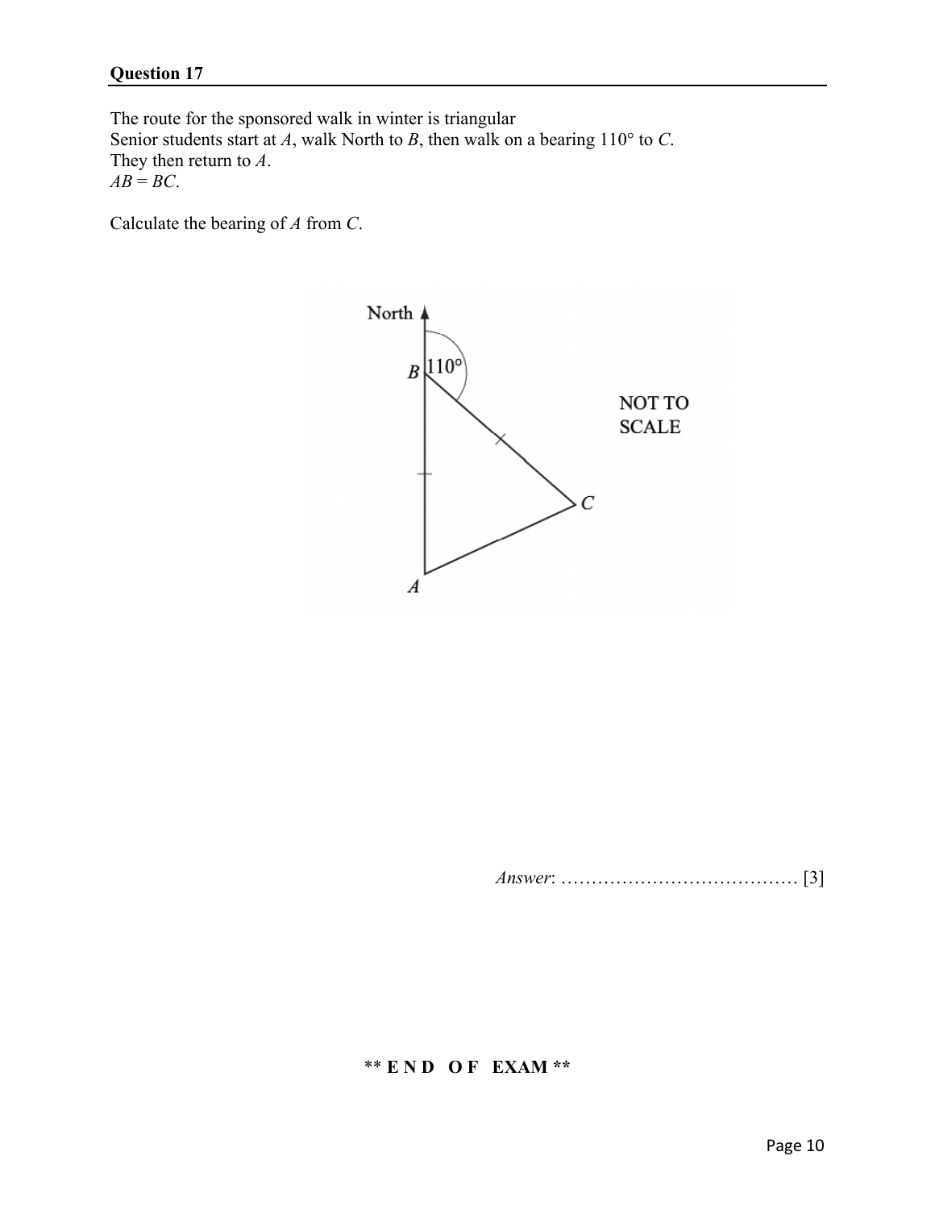**Question 17**

The route for the sponsored walk in winter is triangular
Senior students start at $A$, walk North to $B$, then walk on a bearing 110° to $C$.
They then return to $A$.
$AB = BC$.

Calculate the bearing of $A$ from $C$.

North

$B$ 110°

NOT TO SCALE

$C$

$A$

*Answer*: ………………………………… [3]

** E N D O F EXAM **